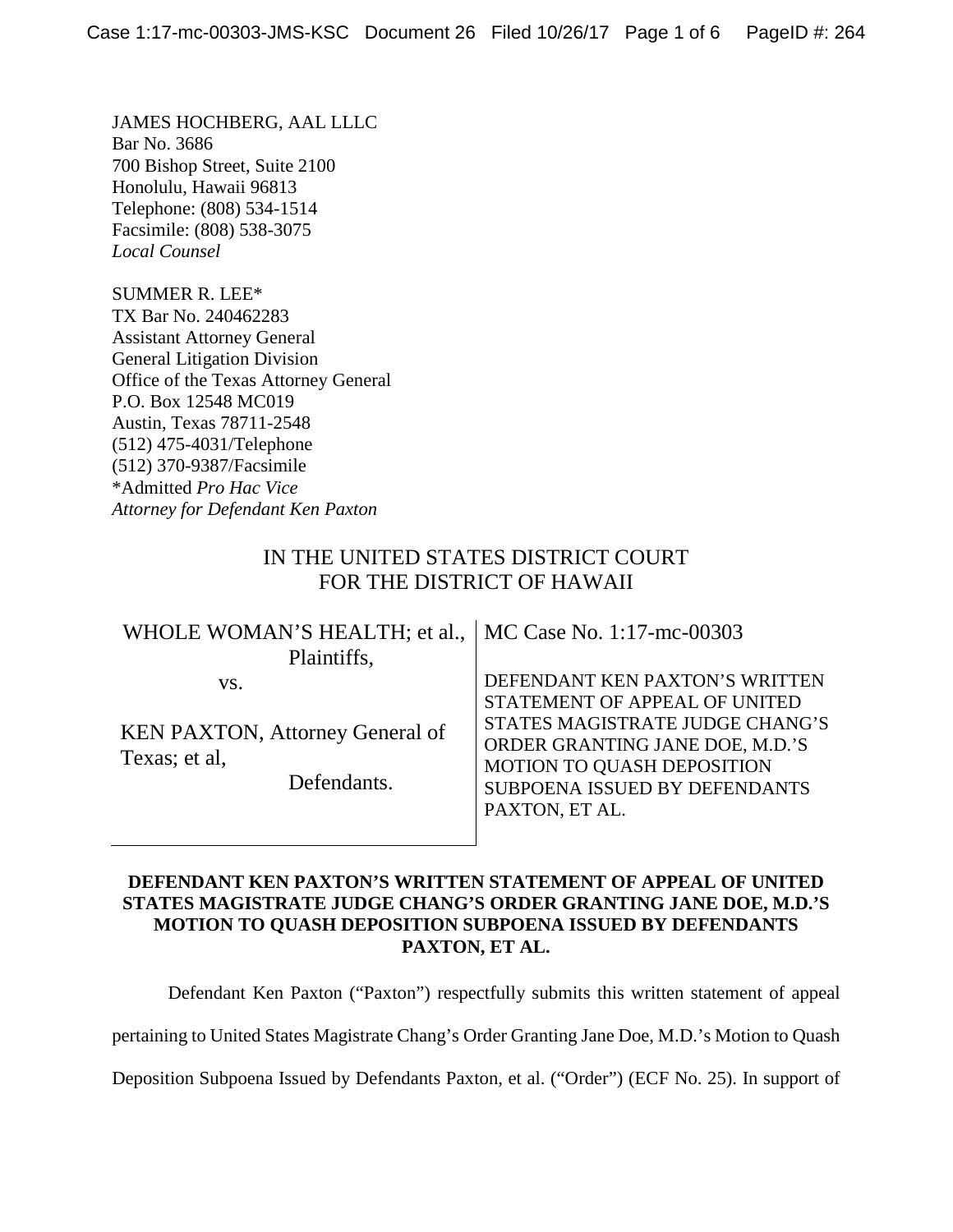JAMES HOCHBERG, AAL LLLC
Bar No. 3686
700 Bishop Street, Suite 2100
Honolulu, Hawaii 96813
Telephone: (808) 534-1514
Facsimile: (808) 538-3075
*Local Counsel*

SUMMER R. LEE*
TX Bar No. 240462283
Assistant Attorney General
General Litigation Division
Office of the Texas Attorney General
P.O. Box 12548 MC019
Austin, Texas 78711-2548
(512) 475-4031/Telephone
(512) 370-9387/Facsimile
*Admitted *Pro Hac Vice*
*Attorney for Defendant Ken Paxton*

IN THE UNITED STATES DISTRICT COURT
FOR THE DISTRICT OF HAWAII

| | |
|---|---|
| WHOLE WOMAN'S HEALTH; et al., Plaintiffs, vs. KEN PAXTON, Attorney General of Texas; et al, Defendants. | MC Case No. 1:17-mc-00303 DEFENDANT KEN PAXTON'S WRITTEN STATEMENT OF APPEAL OF UNITED STATES MAGISTRATE JUDGE CHANG'S ORDER GRANTING JANE DOE, M.D.'S MOTION TO QUASH DEPOSITION SUBPOENA ISSUED BY DEFENDANTS PAXTON, ET AL. |

**DEFENDANT KEN PAXTON'S WRITTEN STATEMENT OF APPEAL OF UNITED STATES MAGISTRATE JUDGE CHANG'S ORDER GRANTING JANE DOE, M.D.'S MOTION TO QUASH DEPOSITION SUBPOENA ISSUED BY DEFENDANTS PAXTON, ET AL.**

Defendant Ken Paxton ("Paxton") respectfully submits this written statement of appeal pertaining to United States Magistrate Chang's Order Granting Jane Doe, M.D.'s Motion to Quash Deposition Subpoena Issued by Defendants Paxton, et al. ("Order") (ECF No. 25). In support of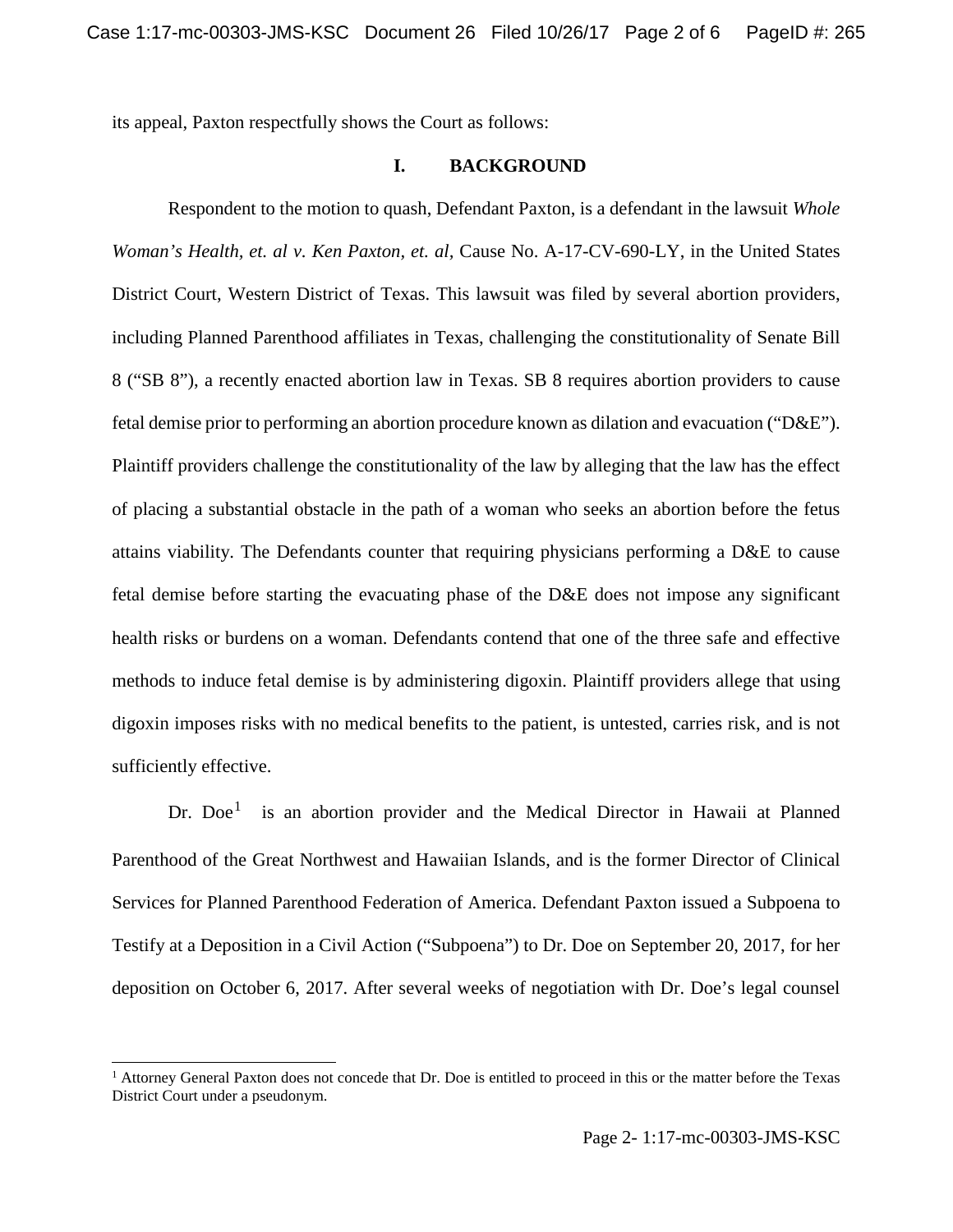its appeal, Paxton respectfully shows the Court as follows:

## I. BACKGROUND

Respondent to the motion to quash, Defendant Paxton, is a defendant in the lawsuit *Whole Woman's Health, et. al v. Ken Paxton, et. al,* Cause No. A-17-CV-690-LY, in the United States District Court, Western District of Texas. This lawsuit was filed by several abortion providers, including Planned Parenthood affiliates in Texas, challenging the constitutionality of Senate Bill 8 ("SB 8"), a recently enacted abortion law in Texas. SB 8 requires abortion providers to cause fetal demise prior to performing an abortion procedure known as dilation and evacuation ("D&E"). Plaintiff providers challenge the constitutionality of the law by alleging that the law has the effect of placing a substantial obstacle in the path of a woman who seeks an abortion before the fetus attains viability. The Defendants counter that requiring physicians performing a D&E to cause fetal demise before starting the evacuating phase of the D&E does not impose any significant health risks or burdens on a woman. Defendants contend that one of the three safe and effective methods to induce fetal demise is by administering digoxin. Plaintiff providers allege that using digoxin imposes risks with no medical benefits to the patient, is untested, carries risk, and is not sufficiently effective.

Dr. Doe[1] is an abortion provider and the Medical Director in Hawaii at Planned Parenthood of the Great Northwest and Hawaiian Islands, and is the former Director of Clinical Services for Planned Parenthood Federation of America. Defendant Paxton issued a Subpoena to Testify at a Deposition in a Civil Action ("Subpoena") to Dr. Doe on September 20, 2017, for her deposition on October 6, 2017. After several weeks of negotiation with Dr. Doe's legal counsel

[1] Attorney General Paxton does not concede that Dr. Doe is entitled to proceed in this or the matter before the Texas District Court under a pseudonym.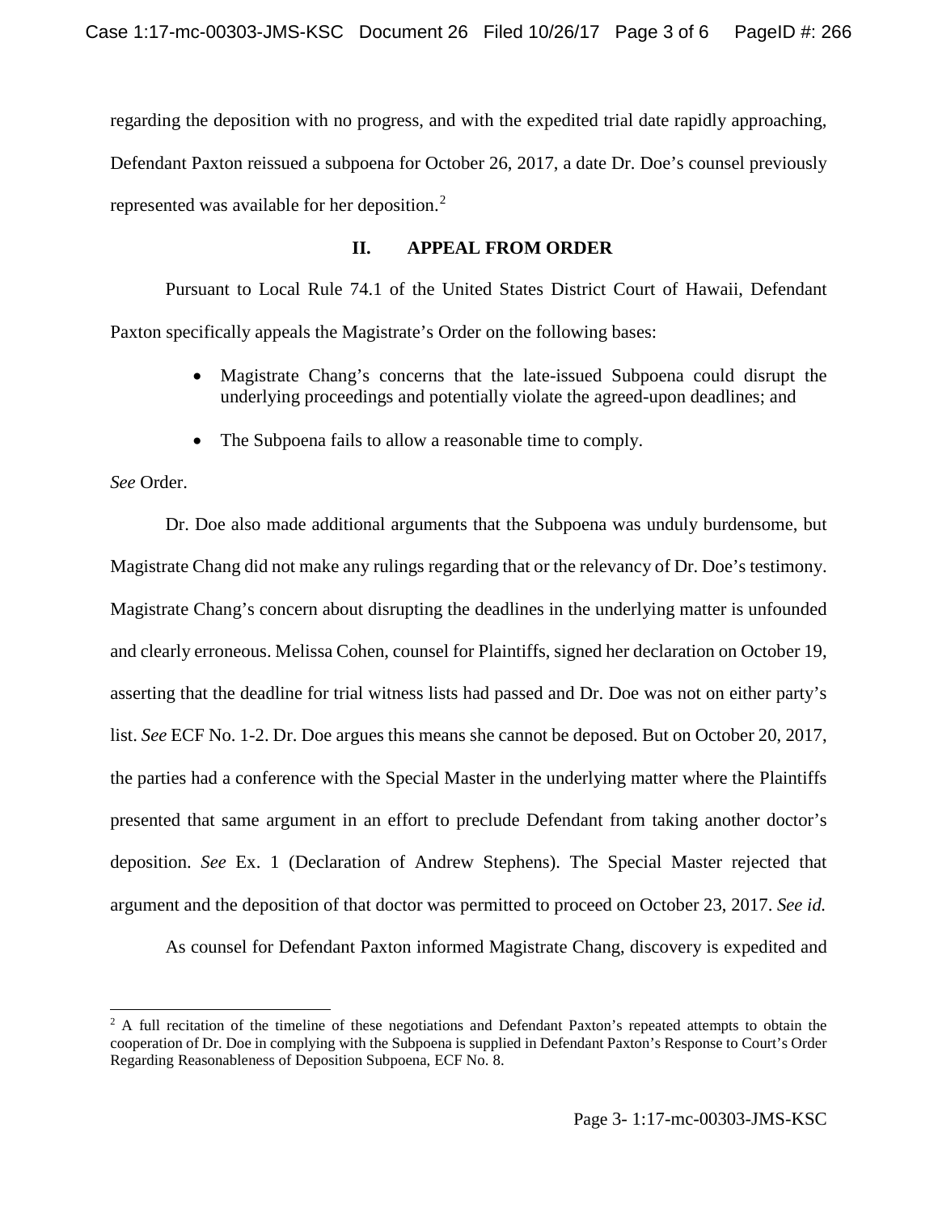regarding the deposition with no progress, and with the expedited trial date rapidly approaching, Defendant Paxton reissued a subpoena for October 26, 2017, a date Dr. Doe's counsel previously represented was available for her deposition.[2]

## II. APPEAL FROM ORDER

Pursuant to Local Rule 74.1 of the United States District Court of Hawaii, Defendant Paxton specifically appeals the Magistrate's Order on the following bases:

- Magistrate Chang's concerns that the late-issued Subpoena could disrupt the underlying proceedings and potentially violate the agreed-upon deadlines; and
- The Subpoena fails to allow a reasonable time to comply.

*See* Order.

Dr. Doe also made additional arguments that the Subpoena was unduly burdensome, but Magistrate Chang did not make any rulings regarding that or the relevancy of Dr. Doe's testimony. Magistrate Chang's concern about disrupting the deadlines in the underlying matter is unfounded and clearly erroneous. Melissa Cohen, counsel for Plaintiffs, signed her declaration on October 19, asserting that the deadline for trial witness lists had passed and Dr. Doe was not on either party's list. *See* ECF No. 1-2. Dr. Doe argues this means she cannot be deposed. But on October 20, 2017, the parties had a conference with the Special Master in the underlying matter where the Plaintiffs presented that same argument in an effort to preclude Defendant from taking another doctor's deposition. *See* Ex. 1 (Declaration of Andrew Stephens). The Special Master rejected that argument and the deposition of that doctor was permitted to proceed on October 23, 2017. *See id.*

As counsel for Defendant Paxton informed Magistrate Chang, discovery is expedited and

[2] A full recitation of the timeline of these negotiations and Defendant Paxton's repeated attempts to obtain the cooperation of Dr. Doe in complying with the Subpoena is supplied in Defendant Paxton's Response to Court's Order Regarding Reasonableness of Deposition Subpoena, ECF No. 8.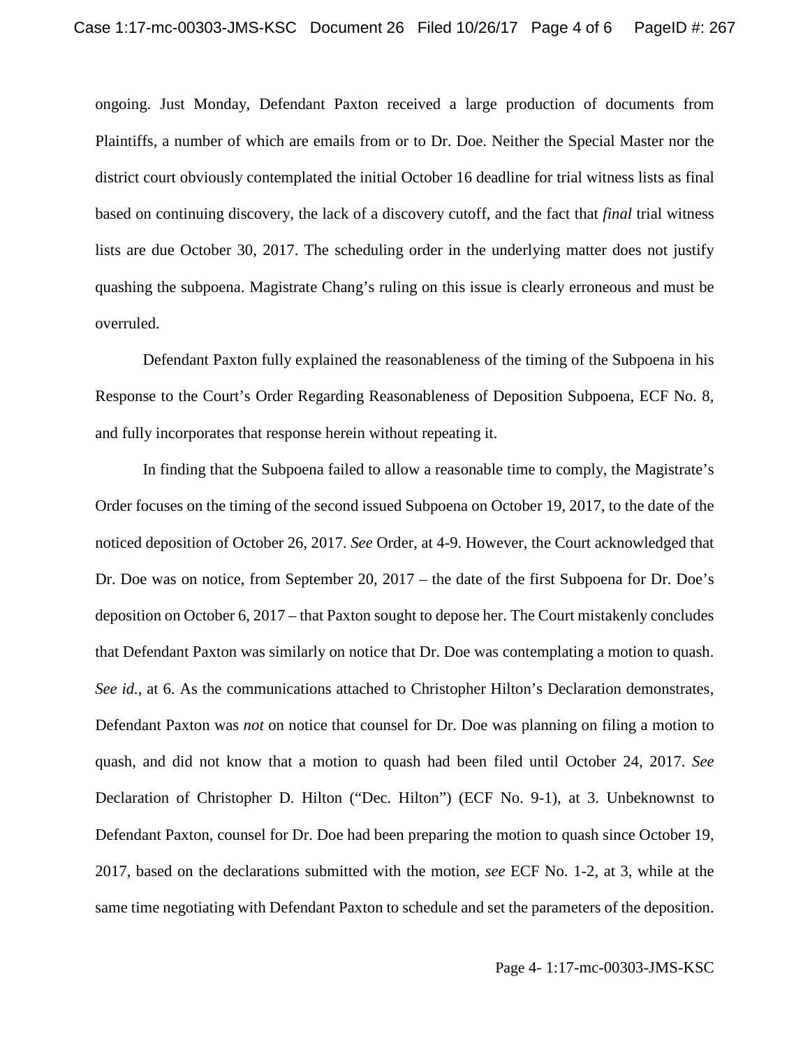ongoing. Just Monday, Defendant Paxton received a large production of documents from Plaintiffs, a number of which are emails from or to Dr. Doe. Neither the Special Master nor the district court obviously contemplated the initial October 16 deadline for trial witness lists as final based on continuing discovery, the lack of a discovery cutoff, and the fact that *final* trial witness lists are due October 30, 2017. The scheduling order in the underlying matter does not justify quashing the subpoena. Magistrate Chang's ruling on this issue is clearly erroneous and must be overruled.

Defendant Paxton fully explained the reasonableness of the timing of the Subpoena in his Response to the Court's Order Regarding Reasonableness of Deposition Subpoena, ECF No. 8, and fully incorporates that response herein without repeating it.

In finding that the Subpoena failed to allow a reasonable time to comply, the Magistrate's Order focuses on the timing of the second issued Subpoena on October 19, 2017, to the date of the noticed deposition of October 26, 2017. *See* Order, at 4-9. However, the Court acknowledged that Dr. Doe was on notice, from September 20, 2017 – the date of the first Subpoena for Dr. Doe's deposition on October 6, 2017 – that Paxton sought to depose her. The Court mistakenly concludes that Defendant Paxton was similarly on notice that Dr. Doe was contemplating a motion to quash. *See id.*, at 6. As the communications attached to Christopher Hilton's Declaration demonstrates, Defendant Paxton was *not* on notice that counsel for Dr. Doe was planning on filing a motion to quash, and did not know that a motion to quash had been filed until October 24, 2017. *See* Declaration of Christopher D. Hilton ("Dec. Hilton") (ECF No. 9-1), at 3. Unbeknownst to Defendant Paxton, counsel for Dr. Doe had been preparing the motion to quash since October 19, 2017, based on the declarations submitted with the motion, *see* ECF No. 1-2, at 3, while at the same time negotiating with Defendant Paxton to schedule and set the parameters of the deposition.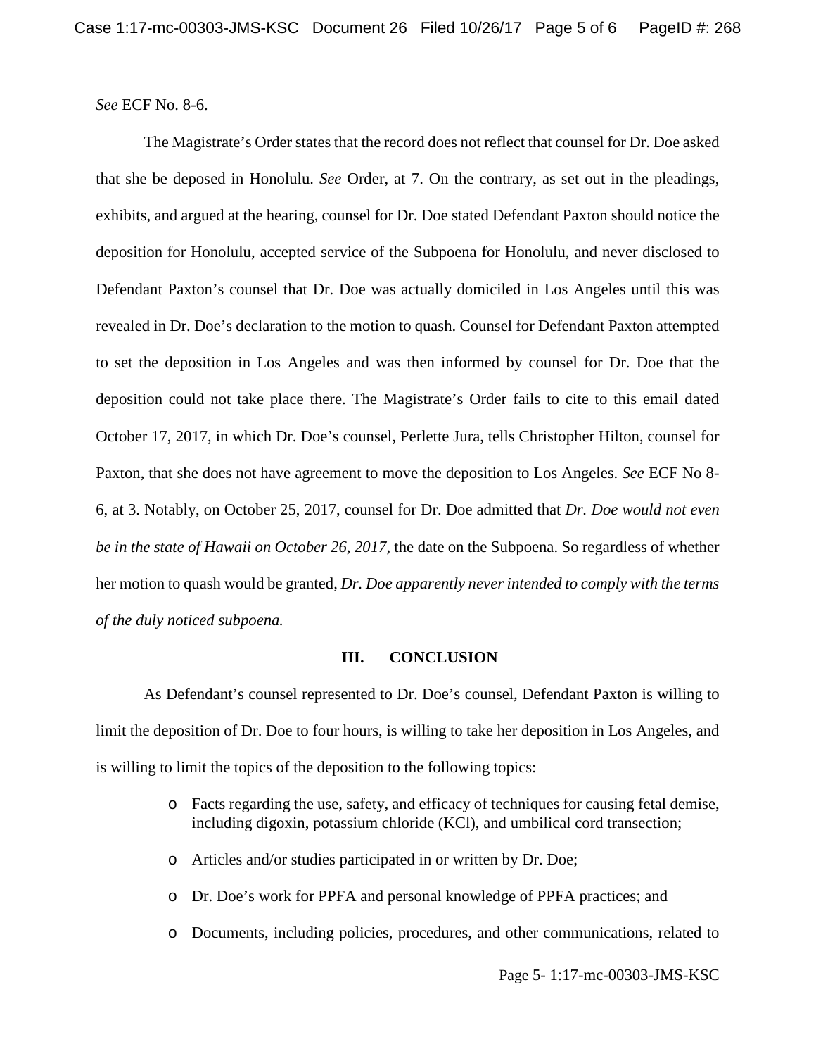*See* ECF No. 8-6.

The Magistrate's Order states that the record does not reflect that counsel for Dr. Doe asked that she be deposed in Honolulu. *See* Order, at 7. On the contrary, as set out in the pleadings, exhibits, and argued at the hearing, counsel for Dr. Doe stated Defendant Paxton should notice the deposition for Honolulu, accepted service of the Subpoena for Honolulu, and never disclosed to Defendant Paxton's counsel that Dr. Doe was actually domiciled in Los Angeles until this was revealed in Dr. Doe's declaration to the motion to quash. Counsel for Defendant Paxton attempted to set the deposition in Los Angeles and was then informed by counsel for Dr. Doe that the deposition could not take place there. The Magistrate's Order fails to cite to this email dated October 17, 2017, in which Dr. Doe's counsel, Perlette Jura, tells Christopher Hilton, counsel for Paxton, that she does not have agreement to move the deposition to Los Angeles. *See* ECF No 8-6, at 3. Notably, on October 25, 2017, counsel for Dr. Doe admitted that *Dr. Doe would not even be in the state of Hawaii on October 26, 2017,* the date on the Subpoena. So regardless of whether her motion to quash would be granted, *Dr. Doe apparently never intended to comply with the terms of the duly noticed subpoena.*

## III. CONCLUSION

As Defendant's counsel represented to Dr. Doe's counsel, Defendant Paxton is willing to limit the deposition of Dr. Doe to four hours, is willing to take her deposition in Los Angeles, and is willing to limit the topics of the deposition to the following topics:

- Facts regarding the use, safety, and efficacy of techniques for causing fetal demise, including digoxin, potassium chloride (KCl), and umbilical cord transection;
- Articles and/or studies participated in or written by Dr. Doe;
- Dr. Doe's work for PPFA and personal knowledge of PPFA practices; and
- Documents, including policies, procedures, and other communications, related to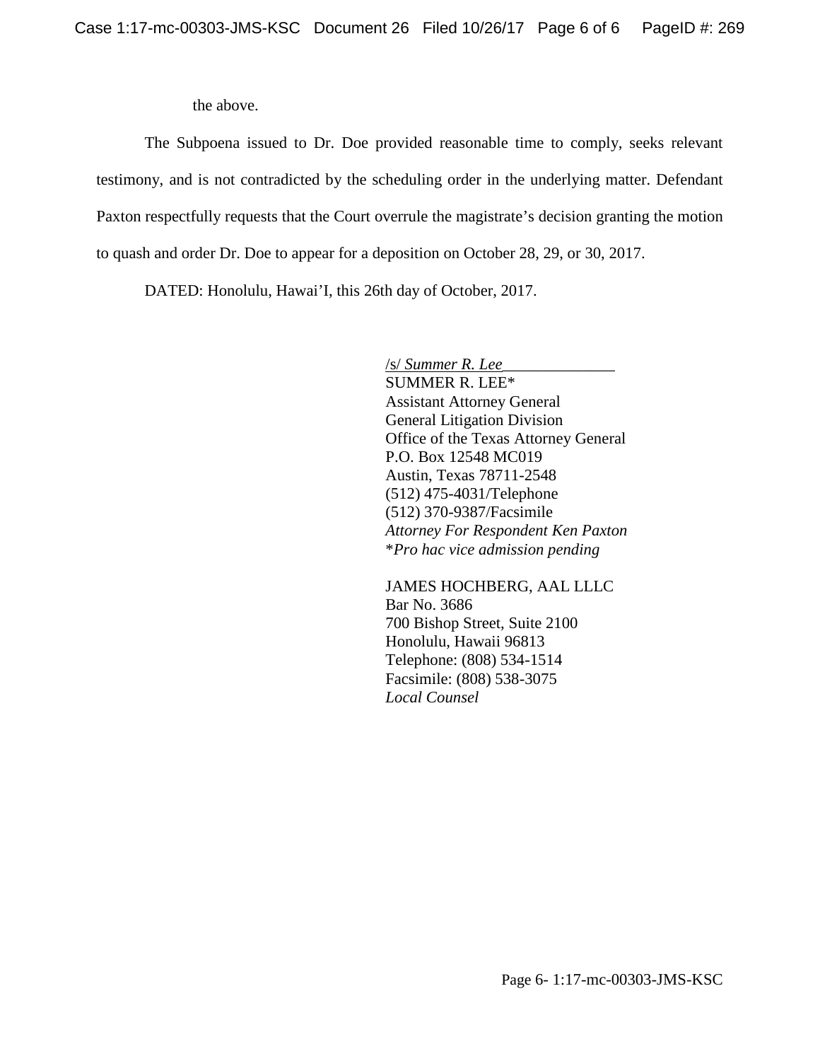the above.

The Subpoena issued to Dr. Doe provided reasonable time to comply, seeks relevant testimony, and is not contradicted by the scheduling order in the underlying matter. Defendant Paxton respectfully requests that the Court overrule the magistrate's decision granting the motion to quash and order Dr. Doe to appear for a deposition on October 28, 29, or 30, 2017.

DATED: Honolulu, Hawai'I, this 26th day of October, 2017.

/s/ *Summer R. Lee*
SUMMER R. LEE*
Assistant Attorney General
General Litigation Division
Office of the Texas Attorney General
P.O. Box 12548 MC019
Austin, Texas 78711-2548
(512) 475-4031/Telephone
(512) 370-9387/Facsimile
*Attorney For Respondent Ken Paxton*
**Pro hac vice admission pending*

JAMES HOCHBERG, AAL LLLC
Bar No. 3686
700 Bishop Street, Suite 2100
Honolulu, Hawaii 96813
Telephone: (808) 534-1514
Facsimile: (808) 538-3075
*Local Counsel*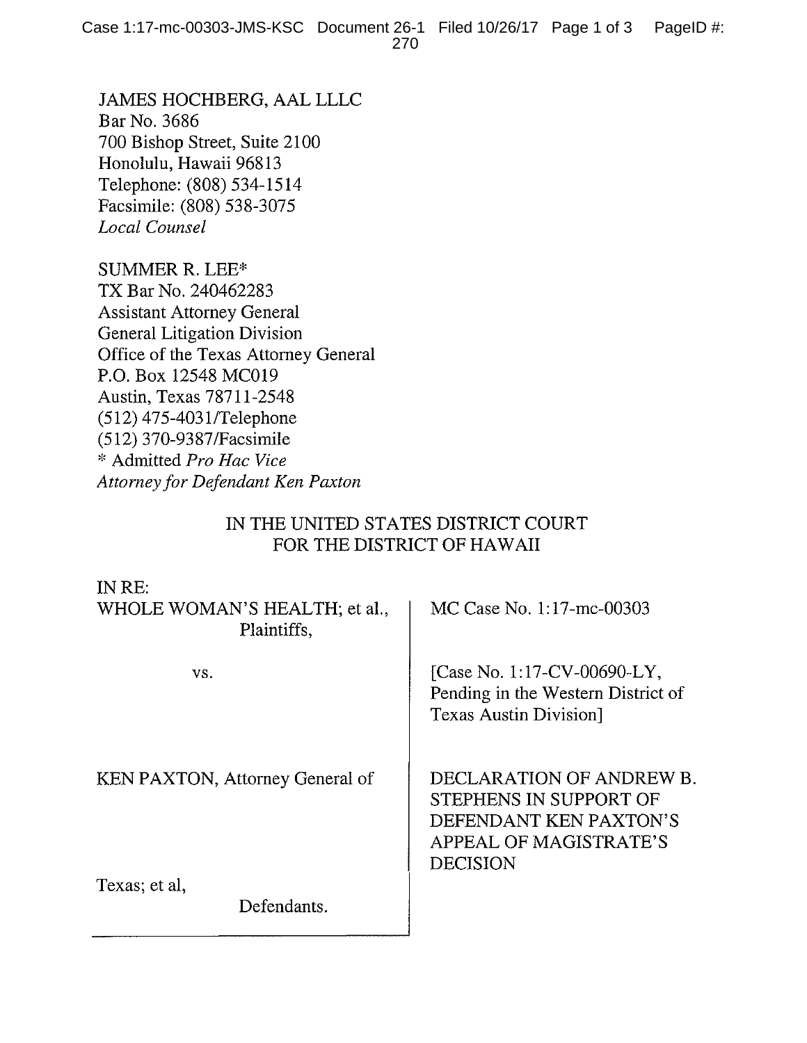JAMES HOCHBERG, AAL LLLC
Bar No. 3686
700 Bishop Street, Suite 2100
Honolulu, Hawaii 96813
Telephone: (808) 534-1514
Facsimile: (808) 538-3075
*Local Counsel*

SUMMER R. LEE*
TX Bar No. 240462283
Assistant Attorney General
General Litigation Division
Office of the Texas Attorney General
P.O. Box 12548 MC019
Austin, Texas 78711-2548
(512) 475-4031/Telephone
(512) 370-9387/Facsimile
\* Admitted *Pro Hac Vice*
*Attorney for Defendant Ken Paxton*

IN THE UNITED STATES DISTRICT COURT
FOR THE DISTRICT OF HAWAII

| | |
|---|---|
| IN RE: WHOLE WOMAN'S HEALTH; et al., Plaintiffs, | MC Case No. 1:17-mc-00303 |
| vs. | [Case No. 1:17-CV-00690-LY, Pending in the Western District of Texas Austin Division] |
| KEN PAXTON, Attorney General of Texas; et al, Defendants. | DECLARATION OF ANDREW B. STEPHENS IN SUPPORT OF DEFENDANT KEN PAXTON'S APPEAL OF MAGISTRATE'S DECISION |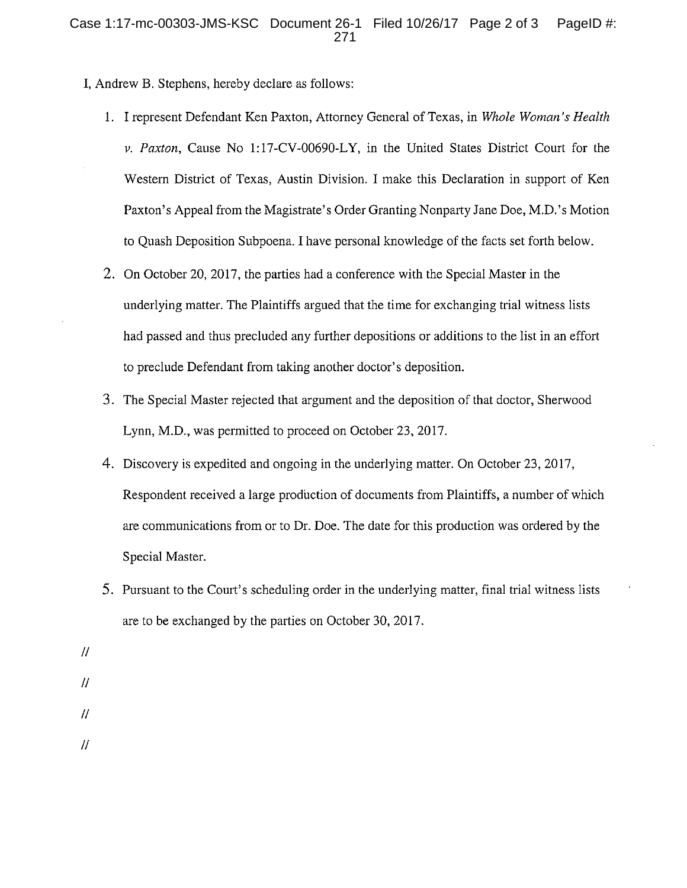I, Andrew B. Stephens, hereby declare as follows:

1. I represent Defendant Ken Paxton, Attorney General of Texas, in *Whole Woman's Health v. Paxton*, Cause No 1:17-CV-00690-LY, in the United States District Court for the Western District of Texas, Austin Division. I make this Declaration in support of Ken Paxton's Appeal from the Magistrate's Order Granting Nonparty Jane Doe, M.D.'s Motion to Quash Deposition Subpoena. I have personal knowledge of the facts set forth below.

2. On October 20, 2017, the parties had a conference with the Special Master in the underlying matter. The Plaintiffs argued that the time for exchanging trial witness lists had passed and thus precluded any further depositions or additions to the list in an effort to preclude Defendant from taking another doctor's deposition.

3. The Special Master rejected that argument and the deposition of that doctor, Sherwood Lynn, M.D., was permitted to proceed on October 23, 2017.

4. Discovery is expedited and ongoing in the underlying matter. On October 23, 2017, Respondent received a large production of documents from Plaintiffs, a number of which are communications from or to Dr. Doe. The date for this production was ordered by the Special Master.

5. Pursuant to the Court's scheduling order in the underlying matter, final trial witness lists are to be exchanged by the parties on October 30, 2017.

//

//

//

//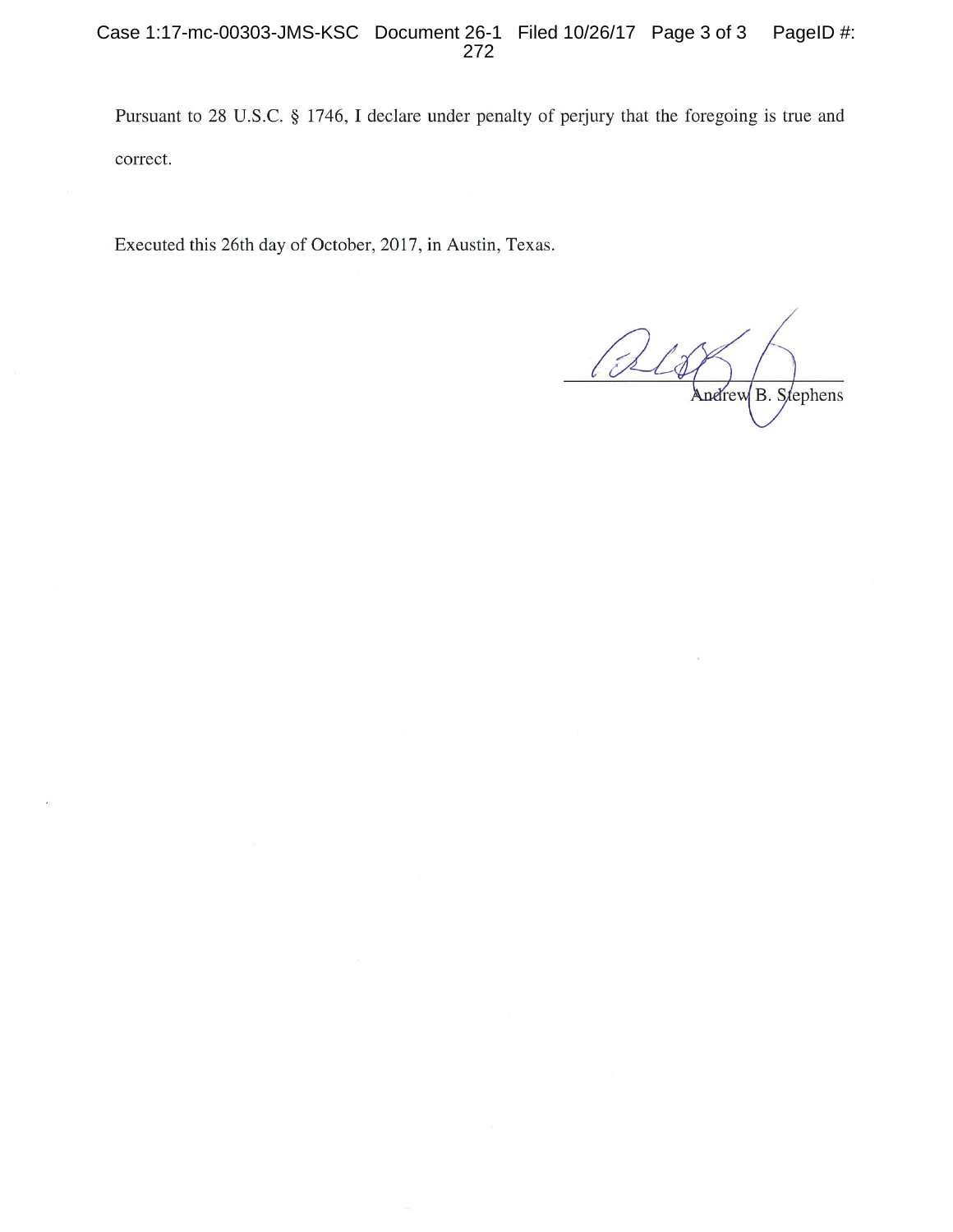Pursuant to 28 U.S.C. § 1746, I declare under penalty of perjury that the foregoing is true and correct.

Executed this 26th day of October, 2017, in Austin, Texas.

Andrew B. Stephens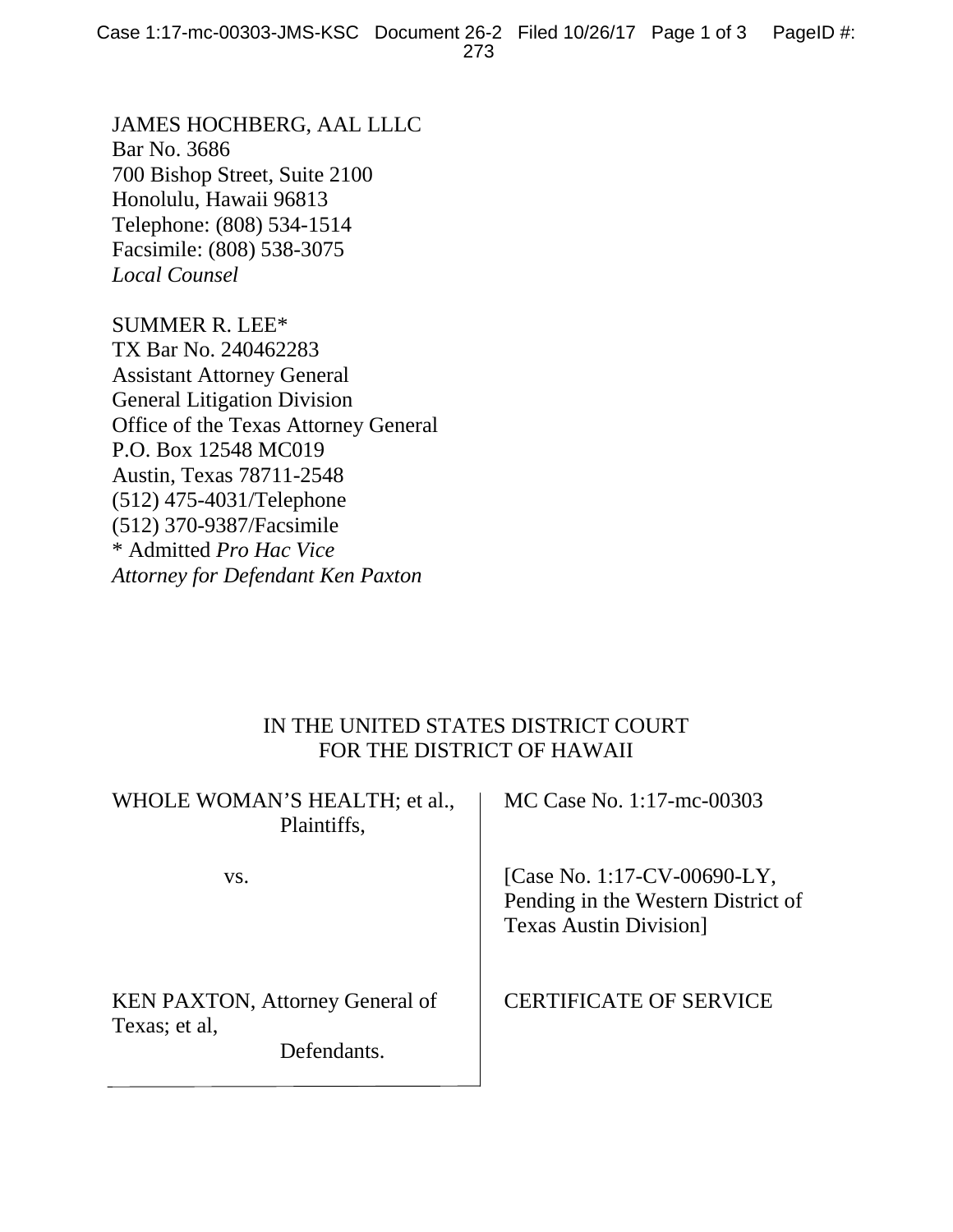JAMES HOCHBERG, AAL LLLC
Bar No. 3686
700 Bishop Street, Suite 2100
Honolulu, Hawaii 96813
Telephone: (808) 534-1514
Facsimile: (808) 538-3075
*Local Counsel*

SUMMER R. LEE*
TX Bar No. 240462283
Assistant Attorney General
General Litigation Division
Office of the Texas Attorney General
P.O. Box 12548 MC019
Austin, Texas 78711-2548
(512) 475-4031/Telephone
(512) 370-9387/Facsimile
\* Admitted *Pro Hac Vice*
*Attorney for Defendant Ken Paxton*

IN THE UNITED STATES DISTRICT COURT
FOR THE DISTRICT OF HAWAII

| | |
|---|---|
| WHOLE WOMAN'S HEALTH; et al., Plaintiffs, | MC Case No. 1:17-mc-00303 |
| vs. | [Case No. 1:17-CV-00690-LY, Pending in the Western District of Texas Austin Division] |
| KEN PAXTON, Attorney General of Texas; et al, Defendants. | CERTIFICATE OF SERVICE |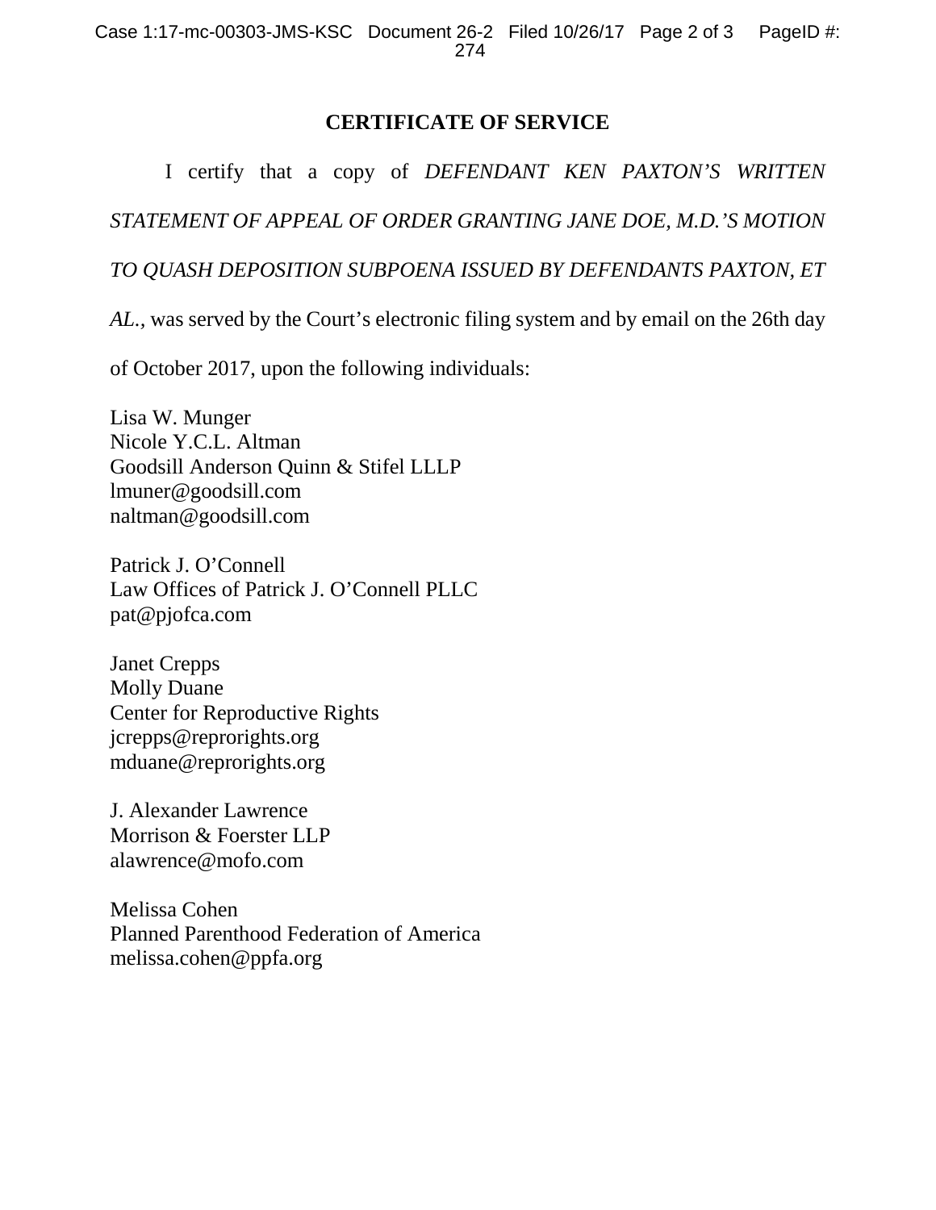## CERTIFICATE OF SERVICE

I certify that a copy of *DEFENDANT KEN PAXTON'S WRITTEN STATEMENT OF APPEAL OF ORDER GRANTING JANE DOE, M.D.'S MOTION TO QUASH DEPOSITION SUBPOENA ISSUED BY DEFENDANTS PAXTON, ET AL.*, was served by the Court's electronic filing system and by email on the 26th day of October 2017, upon the following individuals:

Lisa W. Munger
Nicole Y.C.L. Altman
Goodsill Anderson Quinn & Stifel LLLP
lmuner@goodsill.com
naltman@goodsill.com

Patrick J. O'Connell
Law Offices of Patrick J. O'Connell PLLC
pat@pjofca.com

Janet Crepps
Molly Duane
Center for Reproductive Rights
jcrepps@reprorights.org
mduane@reprorights.org

J. Alexander Lawrence
Morrison & Foerster LLP
alawrence@mofo.com

Melissa Cohen
Planned Parenthood Federation of America
melissa.cohen@ppfa.org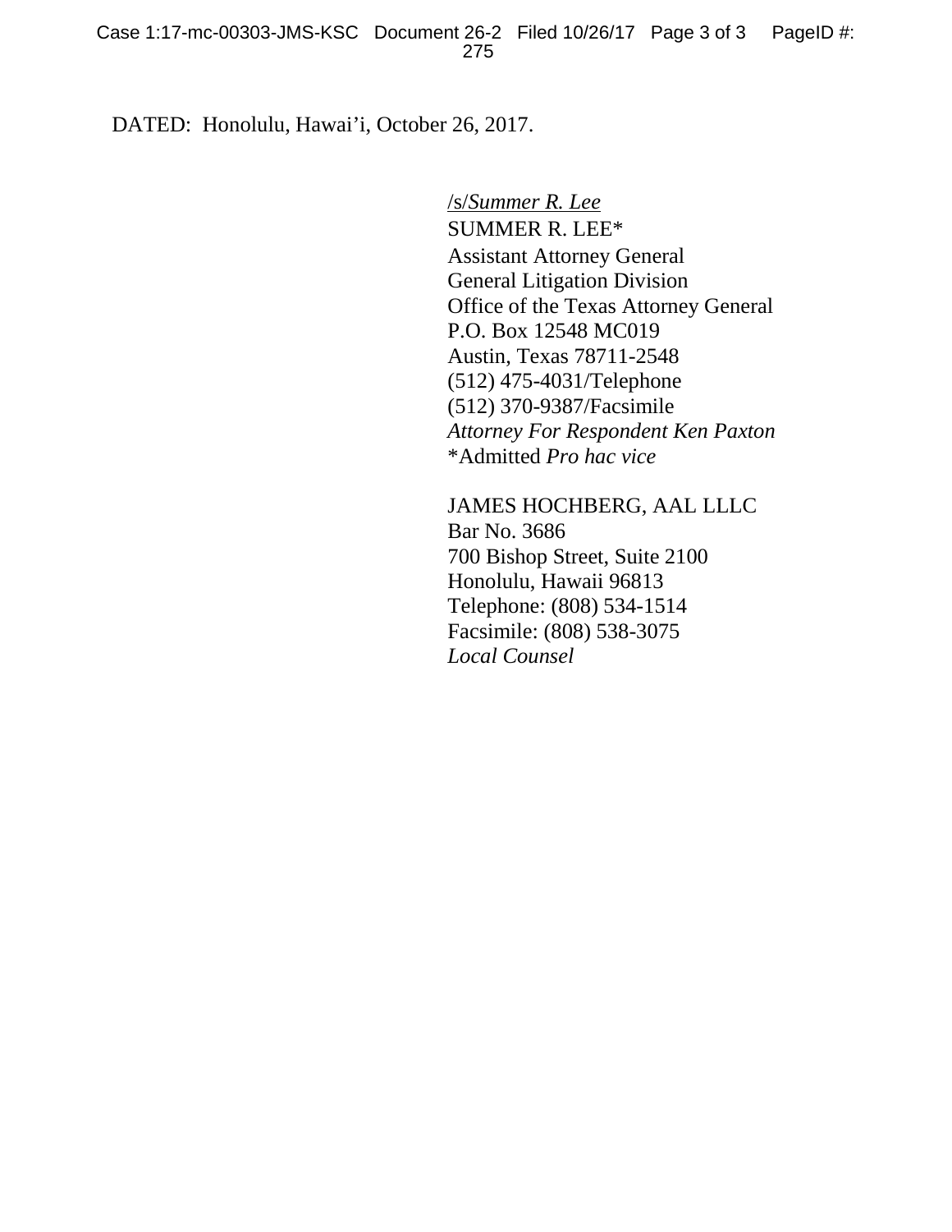DATED: Honolulu, Hawai'i, October 26, 2017.

/s/*Summer R. Lee*
SUMMER R. LEE*
Assistant Attorney General
General Litigation Division
Office of the Texas Attorney General
P.O. Box 12548 MC019
Austin, Texas 78711-2548
(512) 475-4031/Telephone
(512) 370-9387/Facsimile
*Attorney For Respondent Ken Paxton*
*Admitted *Pro hac vice*

JAMES HOCHBERG, AAL LLLC
Bar No. 3686
700 Bishop Street, Suite 2100
Honolulu, Hawaii 96813
Telephone: (808) 534-1514
Facsimile: (808) 538-3075
*Local Counsel*